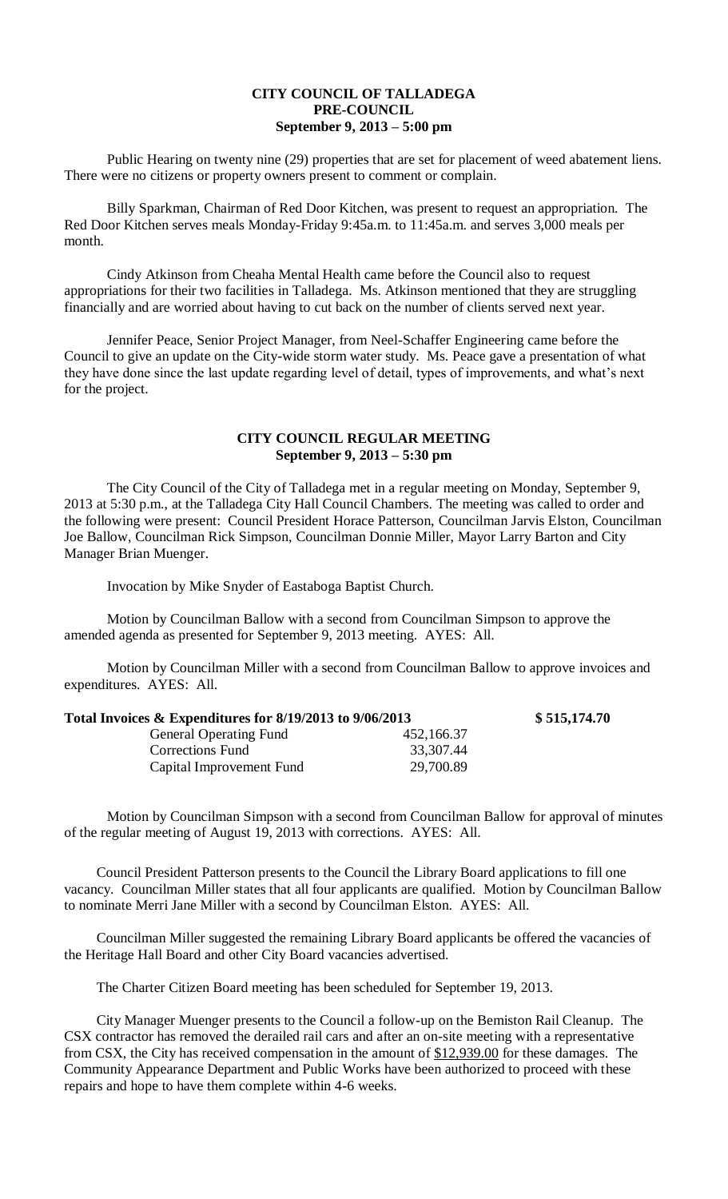**CITY COUNCIL OF TALLADEGA**
**PRE-COUNCIL**
**September 9, 2013 – 5:00 pm**

Public Hearing on twenty nine (29) properties that are set for placement of weed abatement liens. There were no citizens or property owners present to comment or complain.

Billy Sparkman, Chairman of Red Door Kitchen, was present to request an appropriation. The Red Door Kitchen serves meals Monday-Friday 9:45a.m. to 11:45a.m. and serves 3,000 meals per month.

Cindy Atkinson from Cheaha Mental Health came before the Council also to request appropriations for their two facilities in Talladega. Ms. Atkinson mentioned that they are struggling financially and are worried about having to cut back on the number of clients served next year.

Jennifer Peace, Senior Project Manager, from Neel-Schaffer Engineering came before the Council to give an update on the City-wide storm water study. Ms. Peace gave a presentation of what they have done since the last update regarding level of detail, types of improvements, and what's next for the project.

**CITY COUNCIL REGULAR MEETING**
**September 9, 2013 – 5:30 pm**

The City Council of the City of Talladega met in a regular meeting on Monday, September 9, 2013 at 5:30 p.m., at the Talladega City Hall Council Chambers. The meeting was called to order and the following were present: Council President Horace Patterson, Councilman Jarvis Elston, Councilman Joe Ballow, Councilman Rick Simpson, Councilman Donnie Miller, Mayor Larry Barton and City Manager Brian Muenger.

Invocation by Mike Snyder of Eastaboga Baptist Church.

Motion by Councilman Ballow with a second from Councilman Simpson to approve the amended agenda as presented for September 9, 2013 meeting. AYES: All.

Motion by Councilman Miller with a second from Councilman Ballow to approve invoices and expenditures. AYES: All.

| | | |
|---|---|---|
| **Total Invoices & Expenditures for 8/19/2013 to 9/06/2013** | | **$ 515,174.70** |
| General Operating Fund | 452,166.37 | |
| Corrections Fund | 33,307.44 | |
| Capital Improvement Fund | 29,700.89 | |

Motion by Councilman Simpson with a second from Councilman Ballow for approval of minutes of the regular meeting of August 19, 2013 with corrections. AYES: All.

Council President Patterson presents to the Council the Library Board applications to fill one vacancy. Councilman Miller states that all four applicants are qualified. Motion by Councilman Ballow to nominate Merri Jane Miller with a second by Councilman Elston. AYES: All.

Councilman Miller suggested the remaining Library Board applicants be offered the vacancies of the Heritage Hall Board and other City Board vacancies advertised.

The Charter Citizen Board meeting has been scheduled for September 19, 2013.

City Manager Muenger presents to the Council a follow-up on the Bemiston Rail Cleanup. The CSX contractor has removed the derailed rail cars and after an on-site meeting with a representative from CSX, the City has received compensation in the amount of $12,939.00 for these damages. The Community Appearance Department and Public Works have been authorized to proceed with these repairs and hope to have them complete within 4-6 weeks.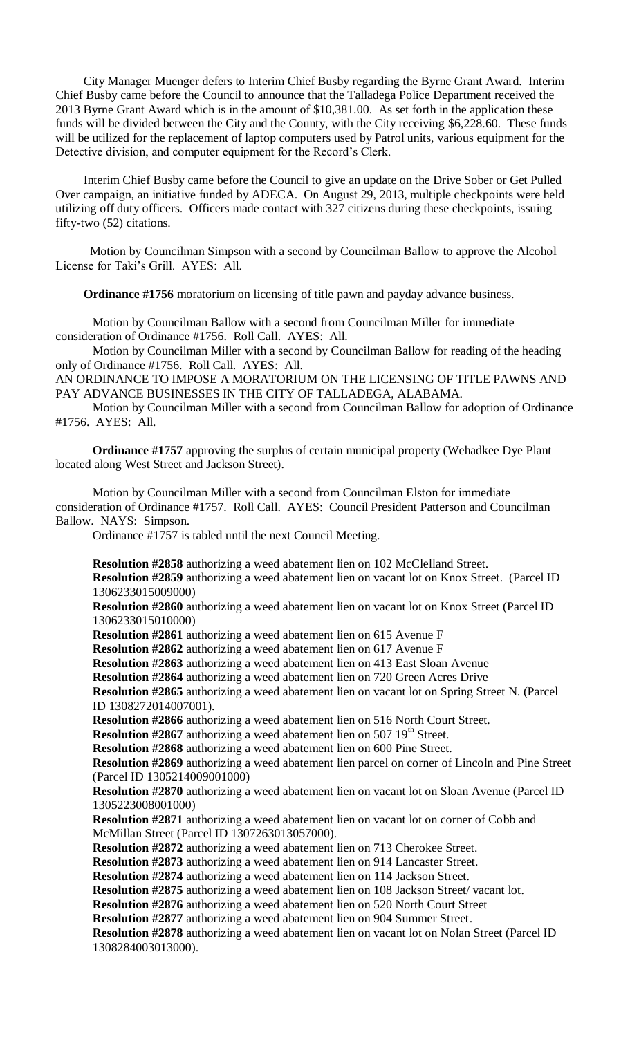City Manager Muenger defers to Interim Chief Busby regarding the Byrne Grant Award. Interim Chief Busby came before the Council to announce that the Talladega Police Department received the 2013 Byrne Grant Award which is in the amount of $10,381.00. As set forth in the application these funds will be divided between the City and the County, with the City receiving $6,228.60. These funds will be utilized for the replacement of laptop computers used by Patrol units, various equipment for the Detective division, and computer equipment for the Record's Clerk.

Interim Chief Busby came before the Council to give an update on the Drive Sober or Get Pulled Over campaign, an initiative funded by ADECA. On August 29, 2013, multiple checkpoints were held utilizing off duty officers. Officers made contact with 327 citizens during these checkpoints, issuing fifty-two (52) citations.

Motion by Councilman Simpson with a second by Councilman Ballow to approve the Alcohol License for Taki's Grill. AYES: All.

**Ordinance #1756** moratorium on licensing of title pawn and payday advance business.

Motion by Councilman Ballow with a second from Councilman Miller for immediate consideration of Ordinance #1756. Roll Call. AYES: All.

Motion by Councilman Miller with a second by Councilman Ballow for reading of the heading only of Ordinance #1756. Roll Call. AYES: All.

AN ORDINANCE TO IMPOSE A MORATORIUM ON THE LICENSING OF TITLE PAWNS AND PAY ADVANCE BUSINESSES IN THE CITY OF TALLADEGA, ALABAMA.

Motion by Councilman Miller with a second from Councilman Ballow for adoption of Ordinance #1756. AYES: All.

**Ordinance #1757** approving the surplus of certain municipal property (Wehadkee Dye Plant located along West Street and Jackson Street).

Motion by Councilman Miller with a second from Councilman Elston for immediate consideration of Ordinance #1757. Roll Call. AYES: Council President Patterson and Councilman Ballow. NAYS: Simpson.

Ordinance #1757 is tabled until the next Council Meeting.

**Resolution #2858** authorizing a weed abatement lien on 102 McClelland Street.
**Resolution #2859** authorizing a weed abatement lien on vacant lot on Knox Street. (Parcel ID 1306233015009000)
**Resolution #2860** authorizing a weed abatement lien on vacant lot on Knox Street (Parcel ID 1306233015010000)
**Resolution #2861** authorizing a weed abatement lien on 615 Avenue F
**Resolution #2862** authorizing a weed abatement lien on 617 Avenue F
**Resolution #2863** authorizing a weed abatement lien on 413 East Sloan Avenue
**Resolution #2864** authorizing a weed abatement lien on 720 Green Acres Drive
**Resolution #2865** authorizing a weed abatement lien on vacant lot on Spring Street N. (Parcel ID 1308272014007001).
**Resolution #2866** authorizing a weed abatement lien on 516 North Court Street.
**Resolution #2867** authorizing a weed abatement lien on 507 19th Street.
**Resolution #2868** authorizing a weed abatement lien on 600 Pine Street.
**Resolution #2869** authorizing a weed abatement lien parcel on corner of Lincoln and Pine Street (Parcel ID 1305214009001000)
**Resolution #2870** authorizing a weed abatement lien on vacant lot on Sloan Avenue (Parcel ID 1305223008001000)
**Resolution #2871** authorizing a weed abatement lien on vacant lot on corner of Cobb and McMillan Street (Parcel ID 1307263013057000).
**Resolution #2872** authorizing a weed abatement lien on 713 Cherokee Street.
**Resolution #2873** authorizing a weed abatement lien on 914 Lancaster Street.
**Resolution #2874** authorizing a weed abatement lien on 114 Jackson Street.
**Resolution #2875** authorizing a weed abatement lien on 108 Jackson Street/ vacant lot.
**Resolution #2876** authorizing a weed abatement lien on 520 North Court Street
**Resolution #2877** authorizing a weed abatement lien on 904 Summer Street.
**Resolution #2878** authorizing a weed abatement lien on vacant lot on Nolan Street (Parcel ID 1308284003013000).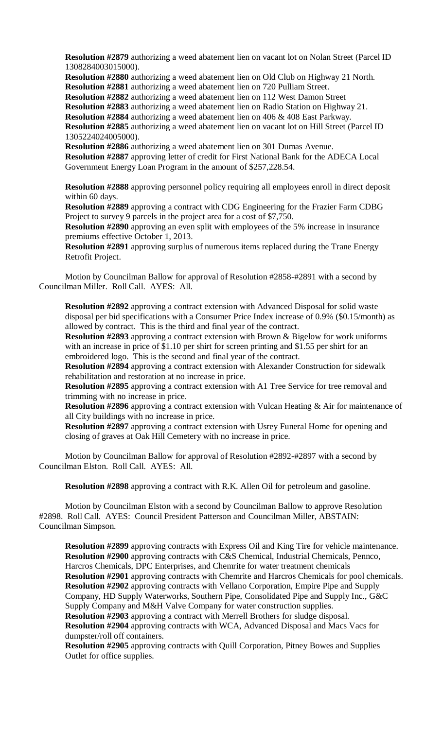**Resolution #2879** authorizing a weed abatement lien on vacant lot on Nolan Street (Parcel ID 1308284003015000).
**Resolution #2880** authorizing a weed abatement lien on Old Club on Highway 21 North.
**Resolution #2881** authorizing a weed abatement lien on 720 Pulliam Street.
**Resolution #2882** authorizing a weed abatement lien on 112 West Damon Street
**Resolution #2883** authorizing a weed abatement lien on Radio Station on Highway 21.
**Resolution #2884** authorizing a weed abatement lien on 406 & 408 East Parkway.
**Resolution #2885** authorizing a weed abatement lien on vacant lot on Hill Street (Parcel ID 1305224024005000).
**Resolution #2886** authorizing a weed abatement lien on 301 Dumas Avenue.
**Resolution #2887** approving letter of credit for First National Bank for the ADECA Local Government Energy Loan Program in the amount of $257,228.54.

**Resolution #2888** approving personnel policy requiring all employees enroll in direct deposit within 60 days.
**Resolution #2889** approving a contract with CDG Engineering for the Frazier Farm CDBG Project to survey 9 parcels in the project area for a cost of $7,750.
**Resolution #2890** approving an even split with employees of the 5% increase in insurance premiums effective October 1, 2013.
**Resolution #2891** approving surplus of numerous items replaced during the Trane Energy Retrofit Project.

Motion by Councilman Ballow for approval of Resolution #2858-#2891 with a second by Councilman Miller. Roll Call. AYES: All.

**Resolution #2892** approving a contract extension with Advanced Disposal for solid waste disposal per bid specifications with a Consumer Price Index increase of 0.9% ($0.15/month) as allowed by contract. This is the third and final year of the contract.
**Resolution #2893** approving a contract extension with Brown & Bigelow for work uniforms with an increase in price of $1.10 per shirt for screen printing and $1.55 per shirt for an embroidered logo. This is the second and final year of the contract.
**Resolution #2894** approving a contract extension with Alexander Construction for sidewalk rehabilitation and restoration at no increase in price.
**Resolution #2895** approving a contract extension with A1 Tree Service for tree removal and trimming with no increase in price.
**Resolution #2896** approving a contract extension with Vulcan Heating & Air for maintenance of all City buildings with no increase in price.
**Resolution #2897** approving a contract extension with Usrey Funeral Home for opening and closing of graves at Oak Hill Cemetery with no increase in price.

Motion by Councilman Ballow for approval of Resolution #2892-#2897 with a second by Councilman Elston. Roll Call. AYES: All.

**Resolution #2898** approving a contract with R.K. Allen Oil for petroleum and gasoline.

Motion by Councilman Elston with a second by Councilman Ballow to approve Resolution #2898. Roll Call. AYES: Council President Patterson and Councilman Miller, ABSTAIN: Councilman Simpson.

**Resolution #2899** approving contracts with Express Oil and King Tire for vehicle maintenance.
**Resolution #2900** approving contracts with C&S Chemical, Industrial Chemicals, Pennco, Harcros Chemicals, DPC Enterprises, and Chemrite for water treatment chemicals
**Resolution #2901** approving contracts with Chemrite and Harcros Chemicals for pool chemicals.
**Resolution #2902** approving contracts with Vellano Corporation, Empire Pipe and Supply Company, HD Supply Waterworks, Southern Pipe, Consolidated Pipe and Supply Inc., G&C Supply Company and M&H Valve Company for water construction supplies.
**Resolution #2903** approving a contract with Merrell Brothers for sludge disposal.
**Resolution #2904** approving contracts with WCA, Advanced Disposal and Macs Vacs for dumpster/roll off containers.
**Resolution #2905** approving contracts with Quill Corporation, Pitney Bowes and Supplies Outlet for office supplies.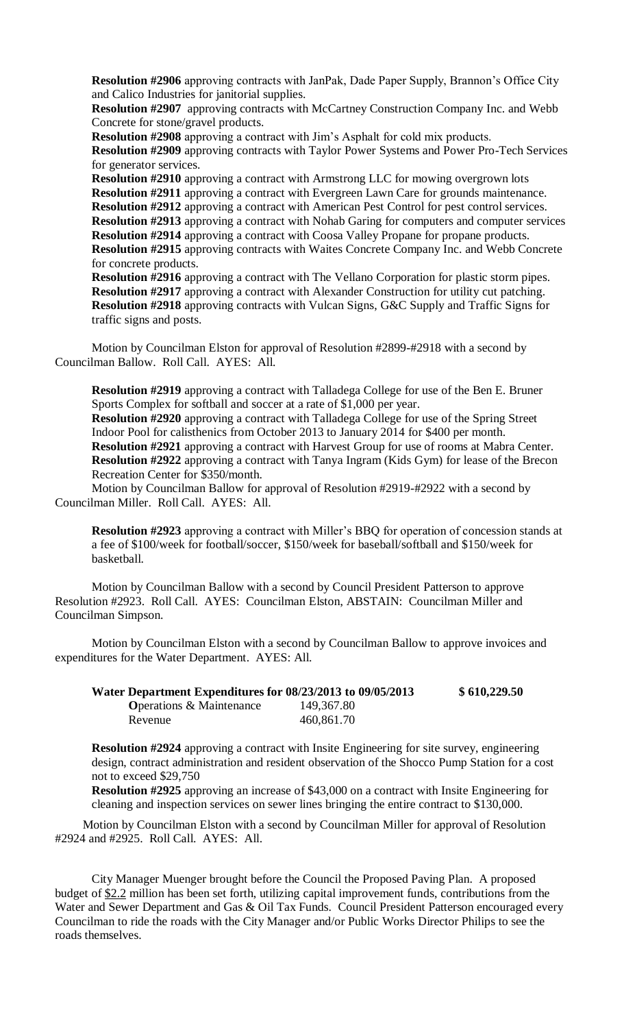**Resolution #2906** approving contracts with JanPak, Dade Paper Supply, Brannon's Office City and Calico Industries for janitorial supplies.

**Resolution #2907** approving contracts with McCartney Construction Company Inc. and Webb Concrete for stone/gravel products.

**Resolution #2908** approving a contract with Jim's Asphalt for cold mix products.

**Resolution #2909** approving contracts with Taylor Power Systems and Power Pro-Tech Services for generator services.

**Resolution #2910** approving a contract with Armstrong LLC for mowing overgrown lots

**Resolution #2911** approving a contract with Evergreen Lawn Care for grounds maintenance.

**Resolution #2912** approving a contract with American Pest Control for pest control services.

**Resolution #2913** approving a contract with Nohab Garing for computers and computer services

**Resolution #2914** approving a contract with Coosa Valley Propane for propane products.

**Resolution #2915** approving contracts with Waites Concrete Company Inc. and Webb Concrete for concrete products.

**Resolution #2916** approving a contract with The Vellano Corporation for plastic storm pipes.

**Resolution #2917** approving a contract with Alexander Construction for utility cut patching.

**Resolution #2918** approving contracts with Vulcan Signs, G&C Supply and Traffic Signs for traffic signs and posts.

Motion by Councilman Elston for approval of Resolution #2899-#2918 with a second by Councilman Ballow. Roll Call. AYES: All.

**Resolution #2919** approving a contract with Talladega College for use of the Ben E. Bruner Sports Complex for softball and soccer at a rate of $1,000 per year.

**Resolution #2920** approving a contract with Talladega College for use of the Spring Street Indoor Pool for calisthenics from October 2013 to January 2014 for $400 per month.

**Resolution #2921** approving a contract with Harvest Group for use of rooms at Mabra Center.

**Resolution #2922** approving a contract with Tanya Ingram (Kids Gym) for lease of the Brecon Recreation Center for $350/month.

Motion by Councilman Ballow for approval of Resolution #2919-#2922 with a second by Councilman Miller. Roll Call. AYES: All.

**Resolution #2923** approving a contract with Miller's BBQ for operation of concession stands at a fee of $100/week for football/soccer, $150/week for baseball/softball and $150/week for basketball.

Motion by Councilman Ballow with a second by Council President Patterson to approve Resolution #2923. Roll Call. AYES: Councilman Elston, ABSTAIN: Councilman Miller and Councilman Simpson.

Motion by Councilman Elston with a second by Councilman Ballow to approve invoices and expenditures for the Water Department. AYES: All.

| | | |
|---|---|---|
| **Water Department Expenditures for 08/23/2013 to 09/05/2013** | | **$ 610,229.50** |
| **O**perations & Maintenance | 149,367.80 | |
| Revenue | 460,861.70 | |

**Resolution #2924** approving a contract with Insite Engineering for site survey, engineering design, contract administration and resident observation of the Shocco Pump Station for a cost not to exceed $29,750

**Resolution #2925** approving an increase of $43,000 on a contract with Insite Engineering for cleaning and inspection services on sewer lines bringing the entire contract to $130,000.

Motion by Councilman Elston with a second by Councilman Miller for approval of Resolution #2924 and #2925. Roll Call. AYES: All.

City Manager Muenger brought before the Council the Proposed Paving Plan. A proposed budget of $2.2 million has been set forth, utilizing capital improvement funds, contributions from the Water and Sewer Department and Gas & Oil Tax Funds. Council President Patterson encouraged every Councilman to ride the roads with the City Manager and/or Public Works Director Philips to see the roads themselves.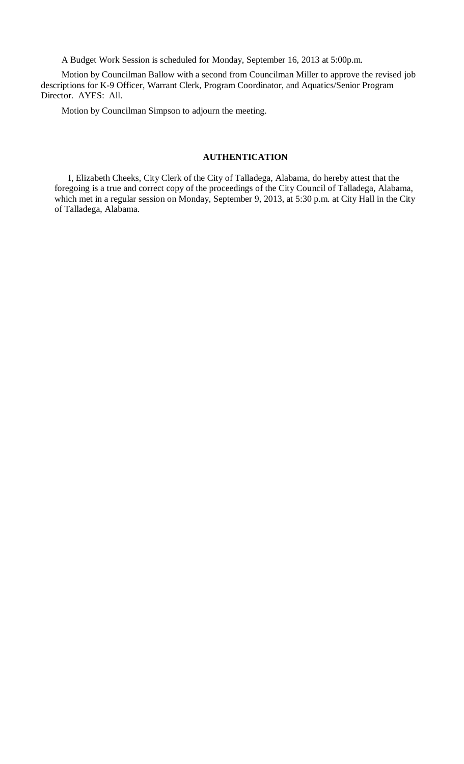A Budget Work Session is scheduled for Monday, September 16, 2013 at 5:00p.m.

Motion by Councilman Ballow with a second from Councilman Miller to approve the revised job descriptions for K-9 Officer, Warrant Clerk, Program Coordinator, and Aquatics/Senior Program Director. AYES: All.

Motion by Councilman Simpson to adjourn the meeting.

**AUTHENTICATION**

I, Elizabeth Cheeks, City Clerk of the City of Talladega, Alabama, do hereby attest that the foregoing is a true and correct copy of the proceedings of the City Council of Talladega, Alabama, which met in a regular session on Monday, September 9, 2013, at 5:30 p.m. at City Hall in the City of Talladega, Alabama.